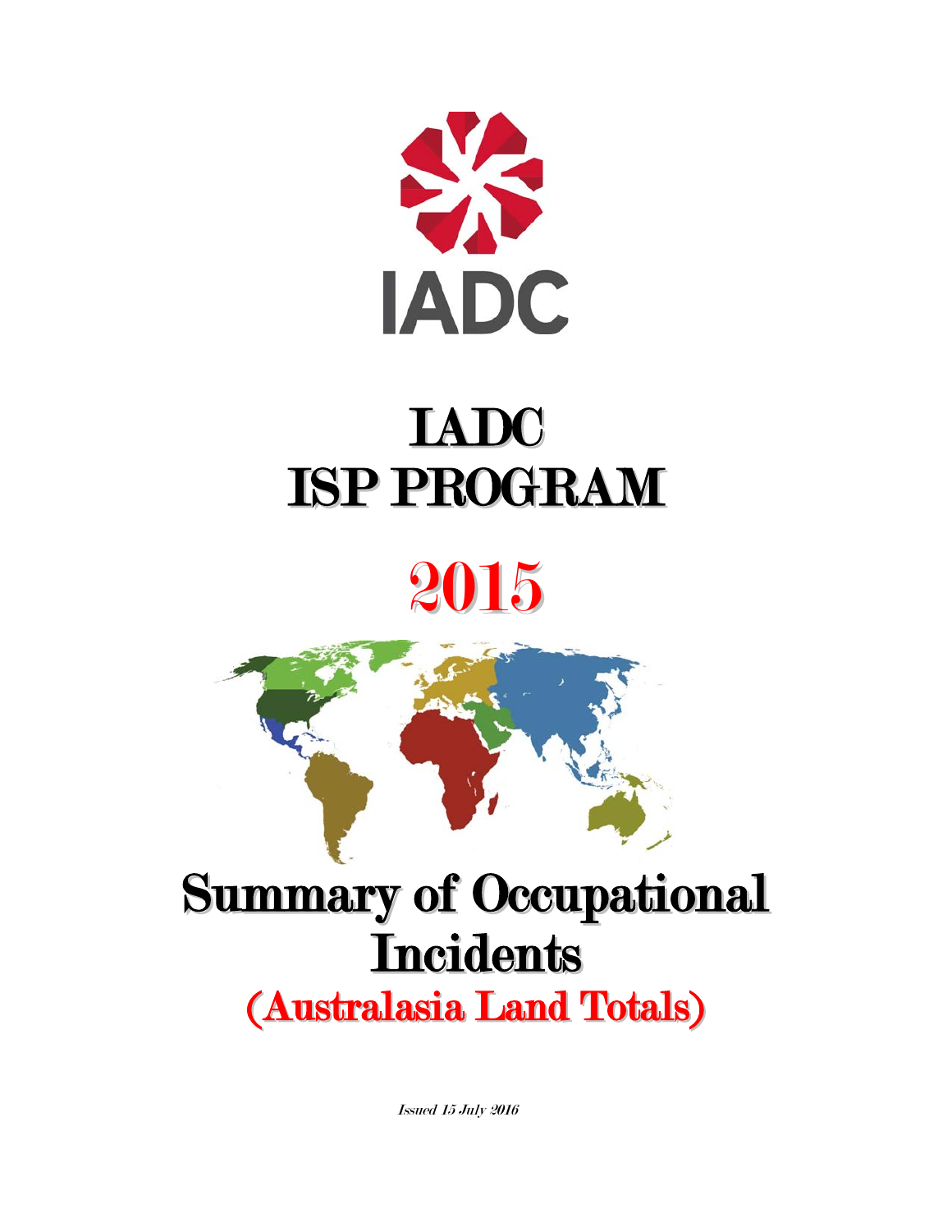IADC

# IADC
# ISP PROGRAM

# 2015

# Summary of Occupational Incidents
## (Australasia Land Totals)

*Issued 15 July 2016*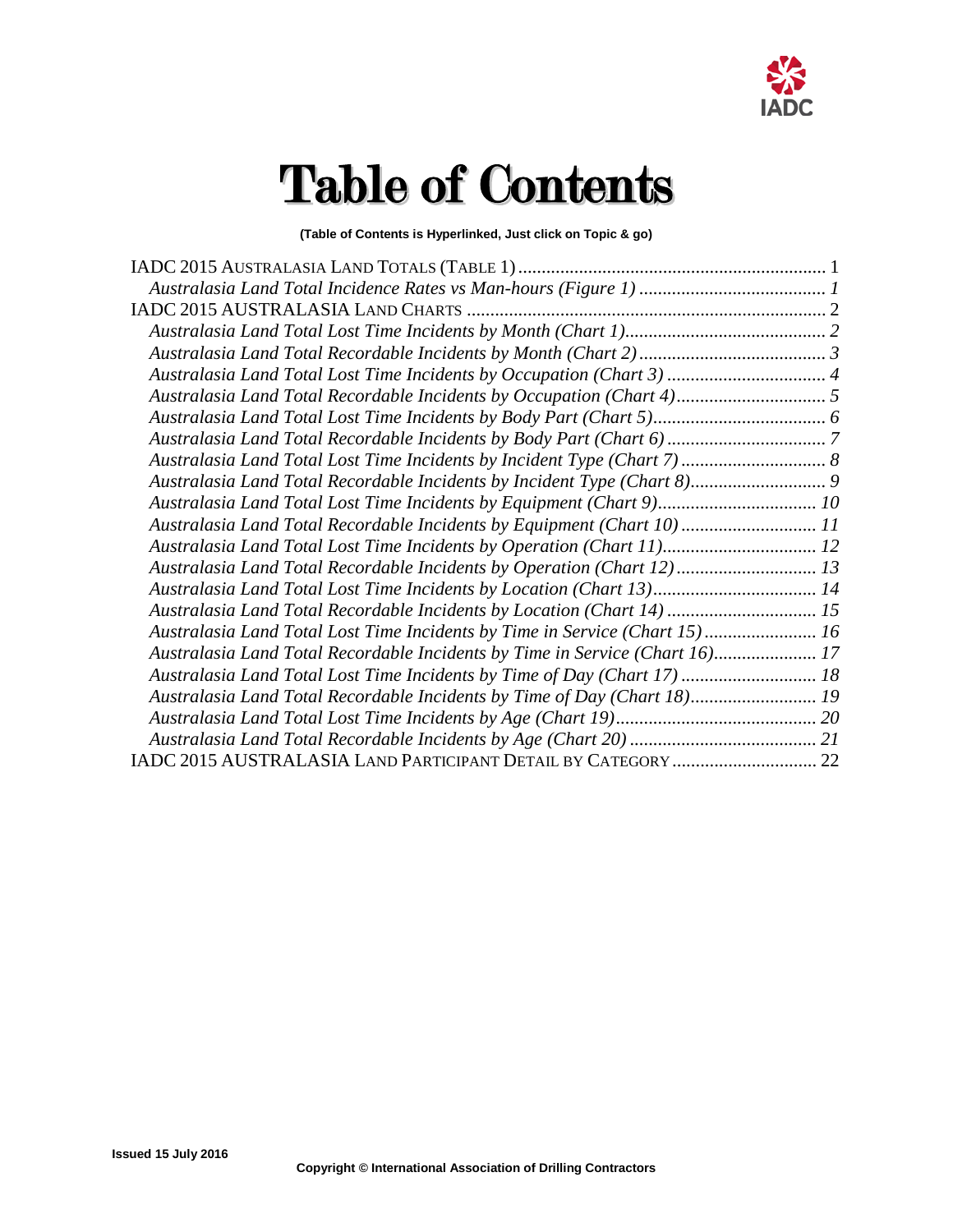# Table of Contents

**(Table of Contents is Hyperlinked, Just click on Topic & go)**

IADC 2015 AUSTRALASIA LAND TOTALS (TABLE 1) ................................................................. 1

*Australasia Land Total Incidence Rates vs Man-hours (Figure 1) ........................................ 1*

IADC 2015 AUSTRALASIA LAND CHARTS ............................................................................ 2

*Australasia Land Total Lost Time Incidents by Month (Chart 1)........................................... 2*

*Australasia Land Total Recordable Incidents by Month (Chart 2) ........................................ 3*

*Australasia Land Total Lost Time Incidents by Occupation (Chart 3) .................................. 4*

*Australasia Land Total Recordable Incidents by Occupation (Chart 4)................................ 5*

*Australasia Land Total Lost Time Incidents by Body Part (Chart 5)..................................... 6*

*Australasia Land Total Recordable Incidents by Body Part (Chart 6) .................................. 7*

*Australasia Land Total Lost Time Incidents by Incident Type (Chart 7) ............................... 8*

*Australasia Land Total Recordable Incidents by Incident Type (Chart 8)............................. 9*

*Australasia Land Total Lost Time Incidents by Equipment (Chart 9).................................. 10*

*Australasia Land Total Recordable Incidents by Equipment (Chart 10) ............................. 11*

*Australasia Land Total Lost Time Incidents by Operation (Chart 11)................................. 12*

*Australasia Land Total Recordable Incidents by Operation (Chart 12) .............................. 13*

*Australasia Land Total Lost Time Incidents by Location (Chart 13)................................... 14*

*Australasia Land Total Recordable Incidents by Location (Chart 14) ................................ 15*

*Australasia Land Total Lost Time Incidents by Time in Service (Chart 15) ........................ 16*

*Australasia Land Total Recordable Incidents by Time in Service (Chart 16)...................... 17*

*Australasia Land Total Lost Time Incidents by Time of Day (Chart 17) ............................. 18*

*Australasia Land Total Recordable Incidents by Time of Day (Chart 18)........................... 19*

*Australasia Land Total Lost Time Incidents by Age (Chart 19)........................................... 20*

*Australasia Land Total Recordable Incidents by Age (Chart 20) ........................................ 21*

IADC 2015 AUSTRALASIA LAND PARTICIPANT DETAIL BY CATEGORY ............................... 22

**Issued 15 July 2016**

**Copyright © International Association of Drilling Contractors**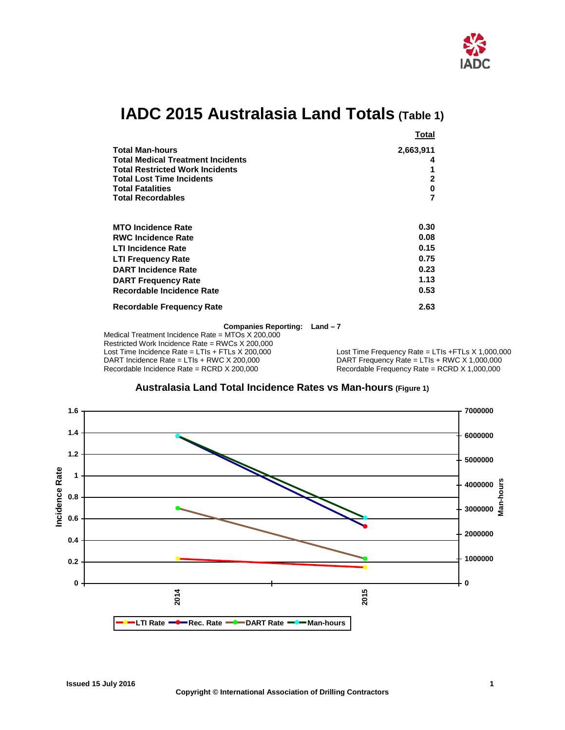# IADC 2015 Australasia Land Totals (Table 1)

| | Total |
|---|---|
| **Total Man-hours** | **2,663,911** |
| **Total Medical Treatment Incidents** | **4** |
| **Total Restricted Work Incidents** | **1** |
| **Total Lost Time Incidents** | **2** |
| **Total Fatalities** | **0** |
| **Total Recordables** | **7** |
| **MTO Incidence Rate** | **0.30** |
| **RWC Incidence Rate** | **0.08** |
| **LTI Incidence Rate** | **0.15** |
| **LTI Frequency Rate** | **0.75** |
| **DART Incidence Rate** | **0.23** |
| **DART Frequency Rate** | **1.13** |
| **Recordable Incidence Rate** | **0.53** |
| **Recordable Frequency Rate** | **2.63** |

**Companies Reporting: Land – 7**

Medical Treatment Incidence Rate = MTOs X 200,000
Restricted Work Incidence Rate = RWCs X 200,000
Lost Time Incidence Rate = LTIs + FTLs X 200,000
DART Incidence Rate = LTIs + RWC X 200,000
Recordable Incidence Rate = RCRD X 200,000

Lost Time Frequency Rate = LTIs +FTLs X 1,000,000
DART Frequency Rate = LTIs + RWC X 1,000,000
Recordable Frequency Rate = RCRD X 1,000,000

**Australasia Land Total Incidence Rates vs Man-hours (Figure 1)**

Issued 15 July 2016

Copyright © International Association of Drilling Contractors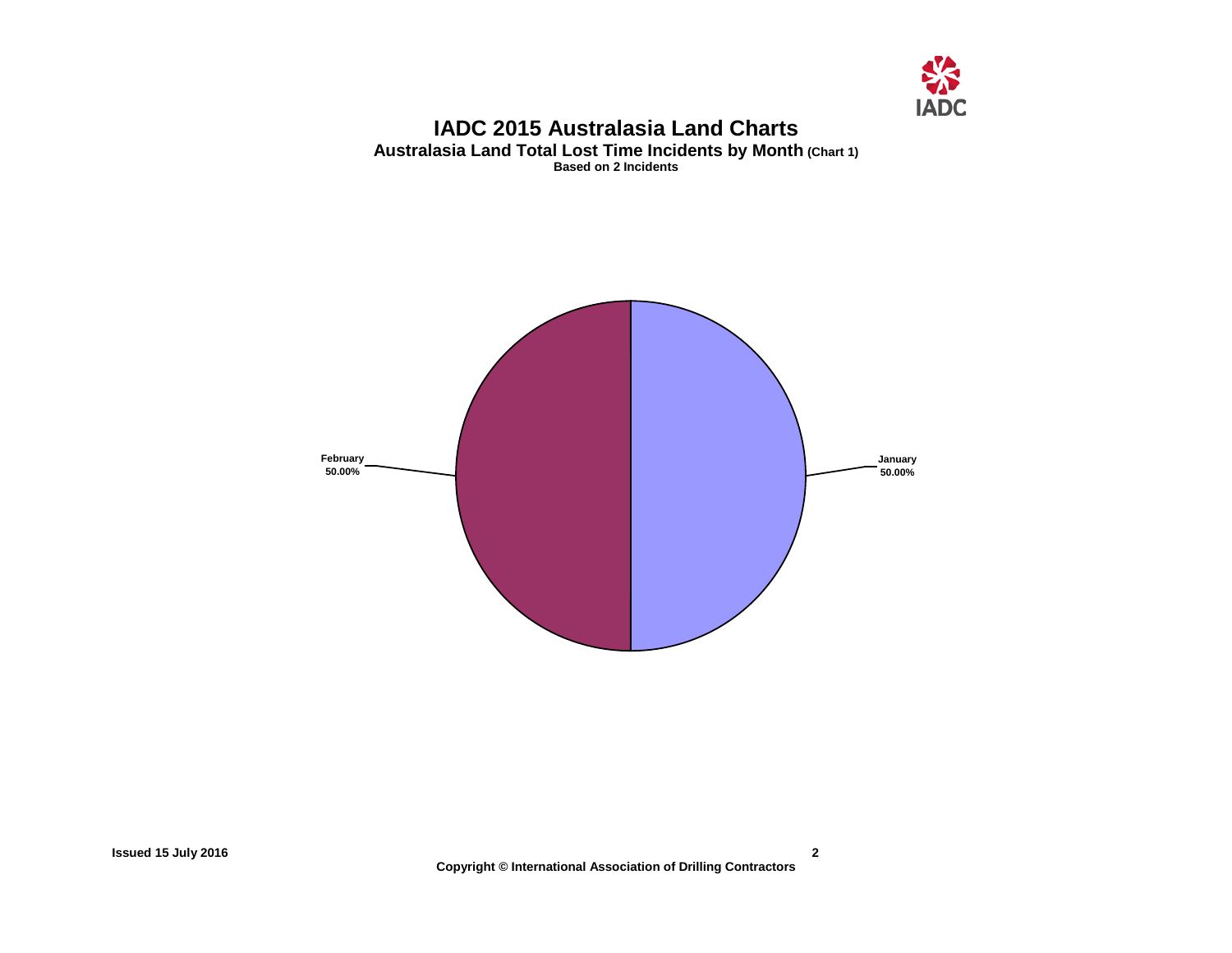# IADC 2015 Australasia Land Charts

## Australasia Land Total Lost Time Incidents by Month (Chart 1)

**Based on 2 Incidents**

February 50.00%

January 50.00%

Issued 15 July 2016

Copyright © International Association of Drilling Contractors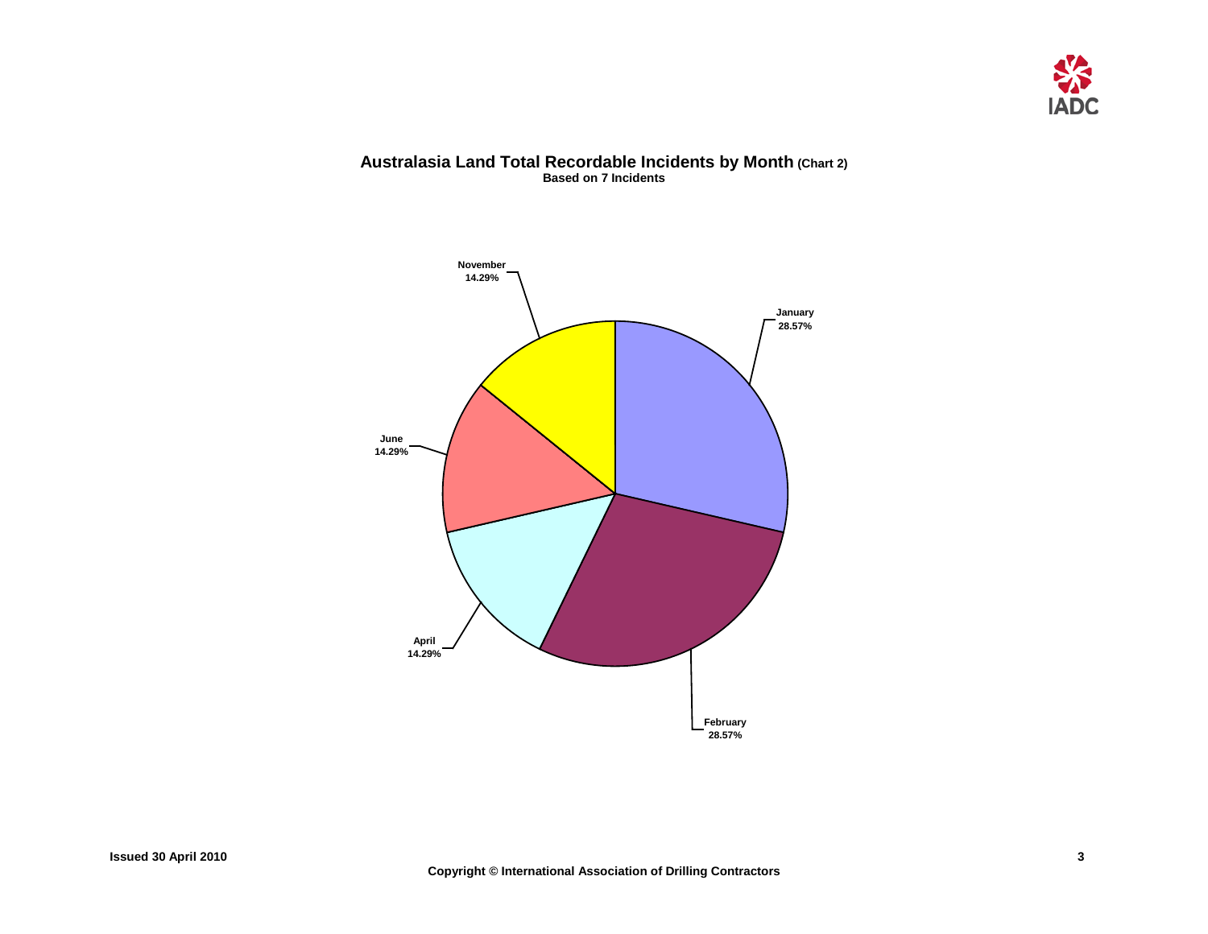## Australasia Land Total Recordable Incidents by Month (Chart 2)

**Based on 7 Incidents**

| Month | Percentage |
|---|---|
| January | 28.57% |
| February | 28.57% |
| April | 14.29% |
| June | 14.29% |
| November | 14.29% |

Issued 30 April 2010

Copyright © International Association of Drilling Contractors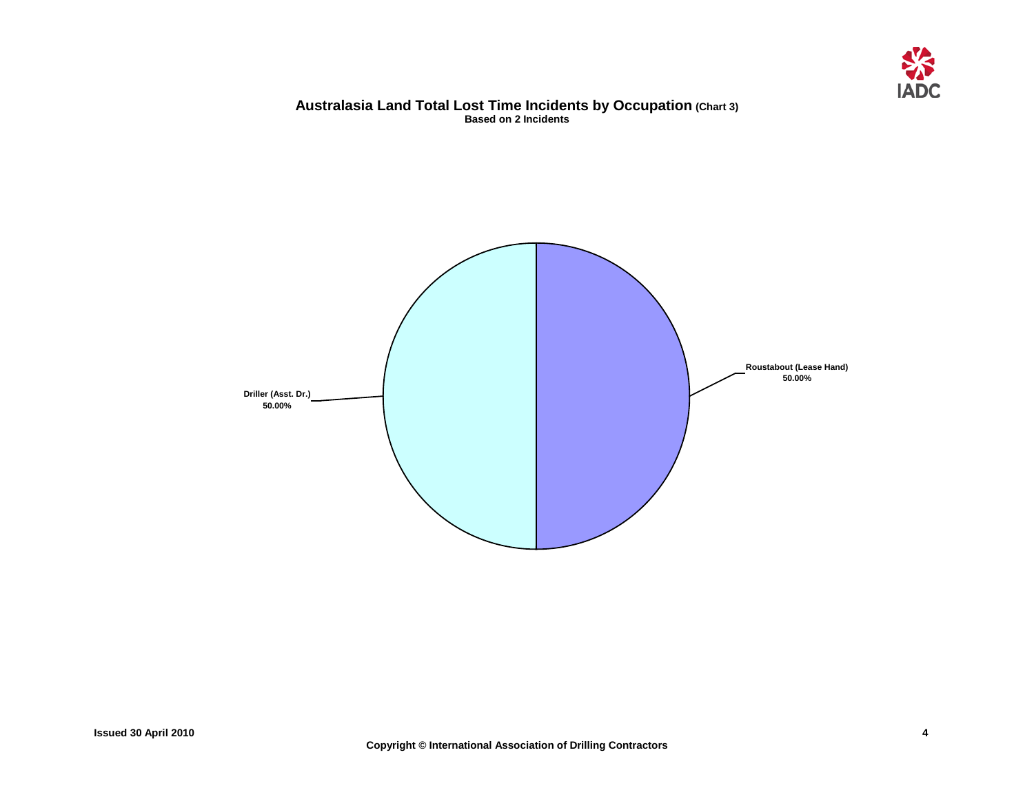## Australasia Land Total Lost Time Incidents by Occupation (Chart 3)

**Based on 2 Incidents**

Driller (Asst. Dr.)
50.00%

Roustabout (Lease Hand)
50.00%

Issued 30 April 2010

Copyright © International Association of Drilling Contractors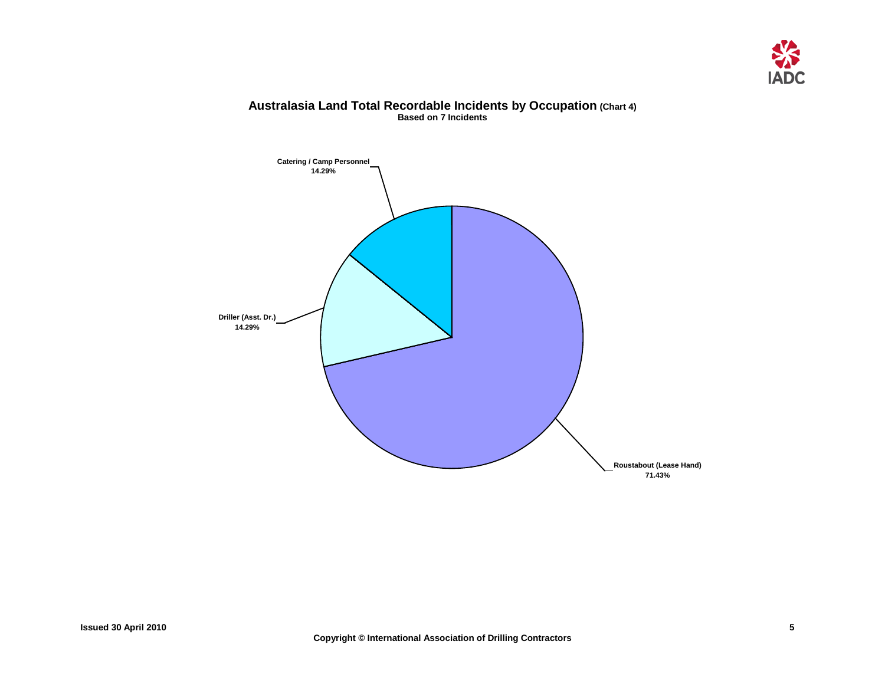## Australasia Land Total Recordable Incidents by Occupation (Chart 4)

**Based on 7 Incidents**

Catering / Camp Personnel
14.29%

Driller (Asst. Dr.)
14.29%

Roustabout (Lease Hand)
71.43%

Issued 30 April 2010

Copyright © International Association of Drilling Contractors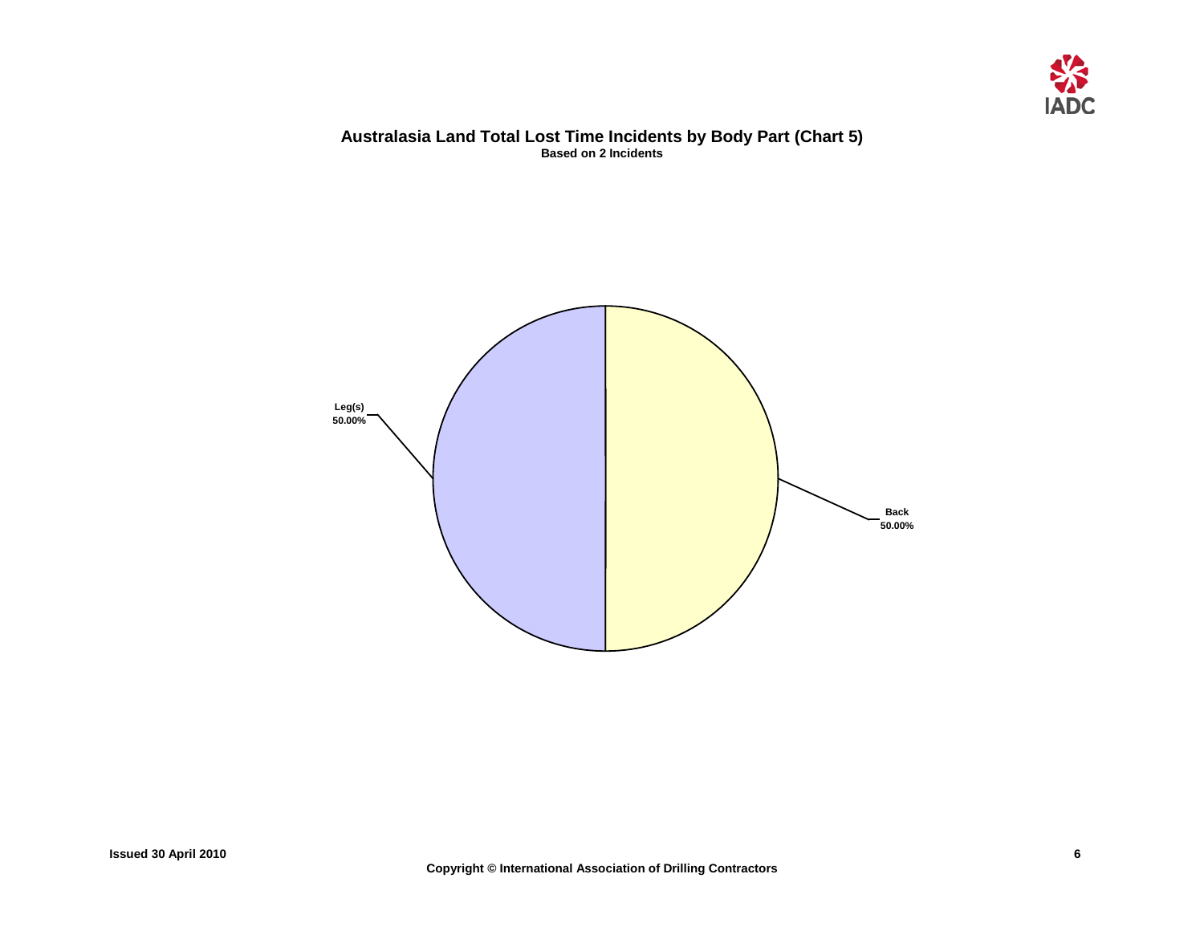## Australasia Land Total Lost Time Incidents by Body Part (Chart 5)

**Based on 2 Incidents**

Leg(s)
50.00%

Back
50.00%

**Issued 30 April 2010**

**Copyright © International Association of Drilling Contractors**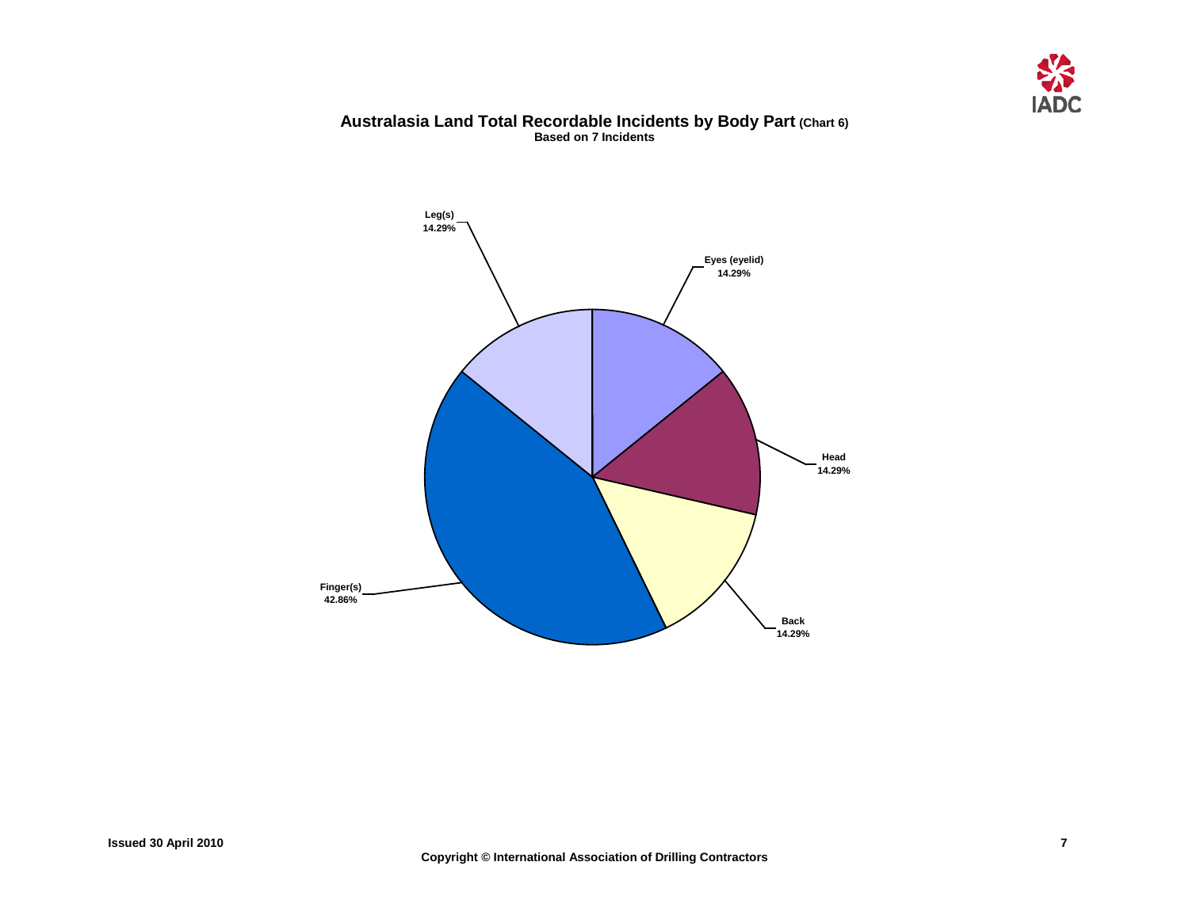## Australasia Land Total Recordable Incidents by Body Part (Chart 6)

**Based on 7 Incidents**

| Body Part | Percentage |
| --- | --- |
| Leg(s) | 14.29% |
| Eyes (eyelid) | 14.29% |
| Head | 14.29% |
| Back | 14.29% |
| Finger(s) | 42.86% |

Issued 30 April 2010

Copyright © International Association of Drilling Contractors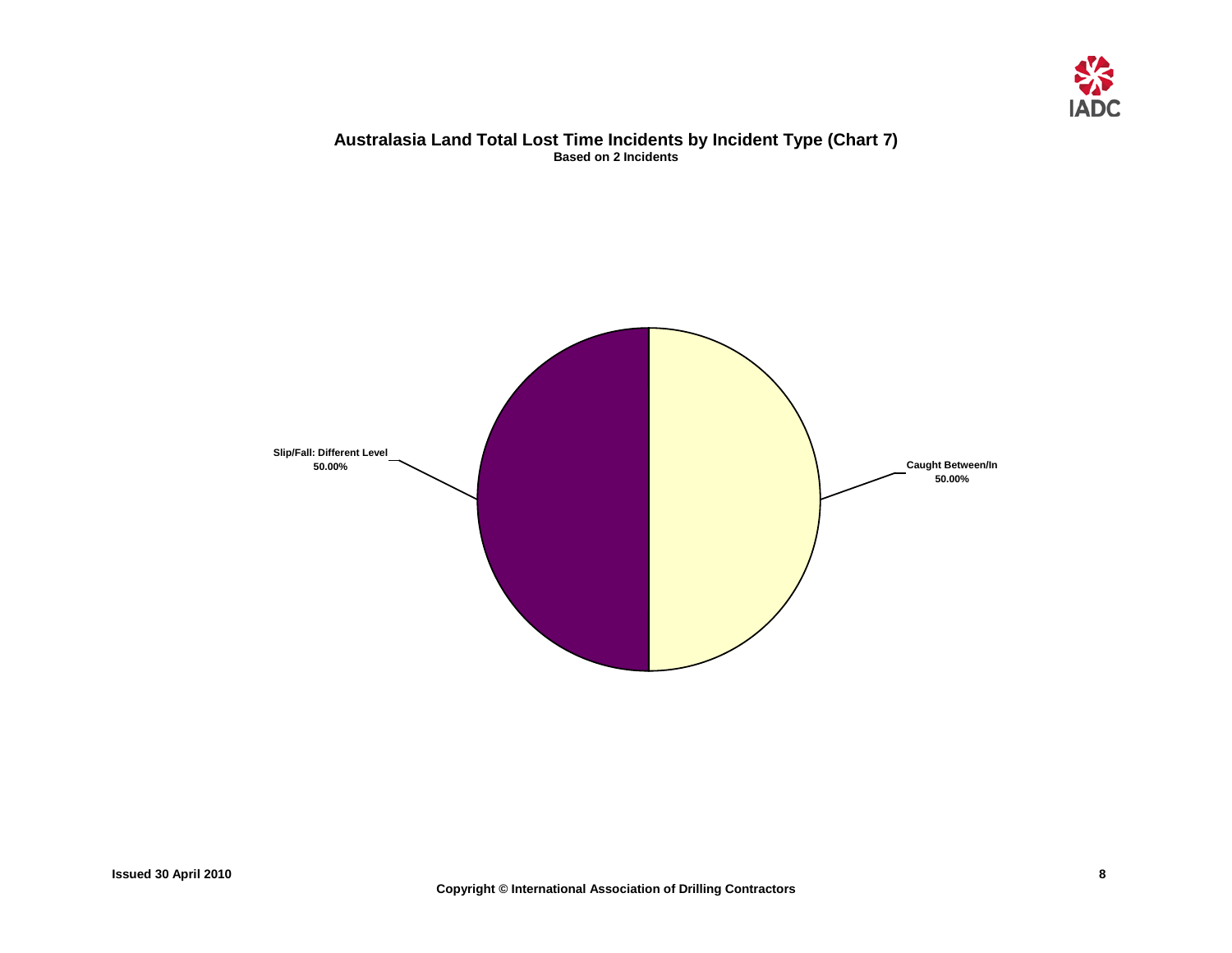## Australasia Land Total Lost Time Incidents by Incident Type (Chart 7)

**Based on 2 Incidents**

Slip/Fall: Different Level
50.00%

Caught Between/In
50.00%

Issued 30 April 2010

Copyright © International Association of Drilling Contractors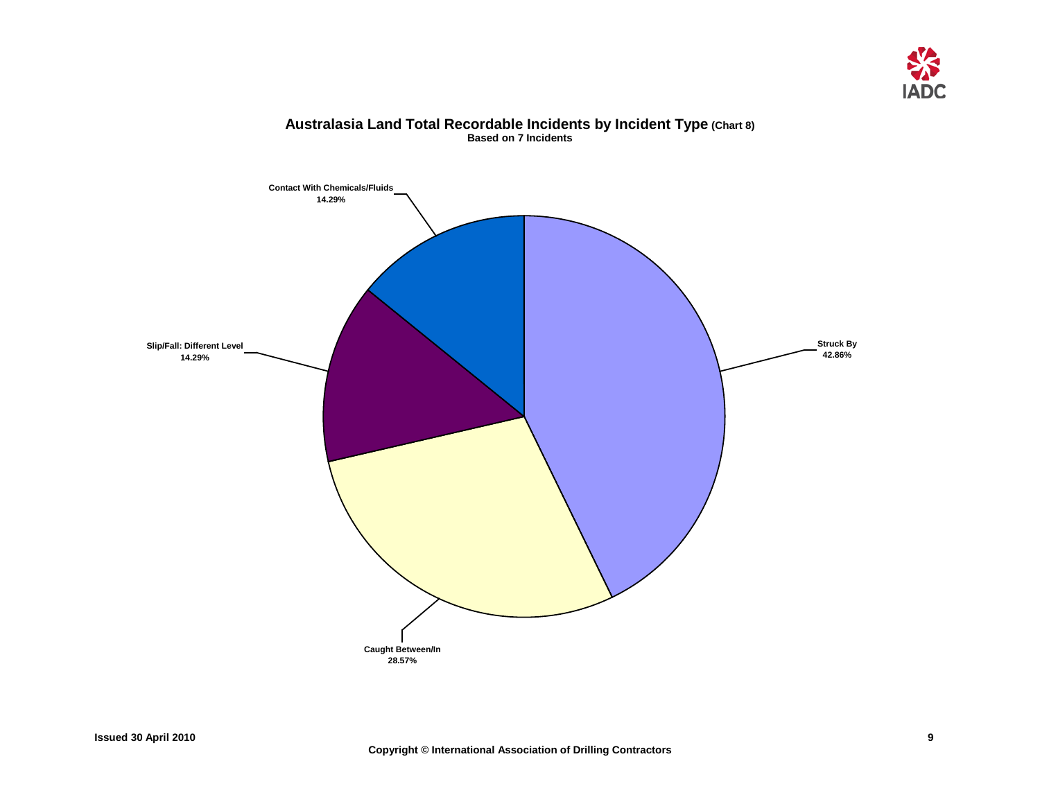## Australasia Land Total Recordable Incidents by Incident Type (Chart 8)

**Based on 7 Incidents**

Contact With Chemicals/Fluids
14.29%

Struck By
42.86%

Slip/Fall: Different Level
14.29%

Caught Between/In
28.57%

Issued 30 April 2010

Copyright © International Association of Drilling Contractors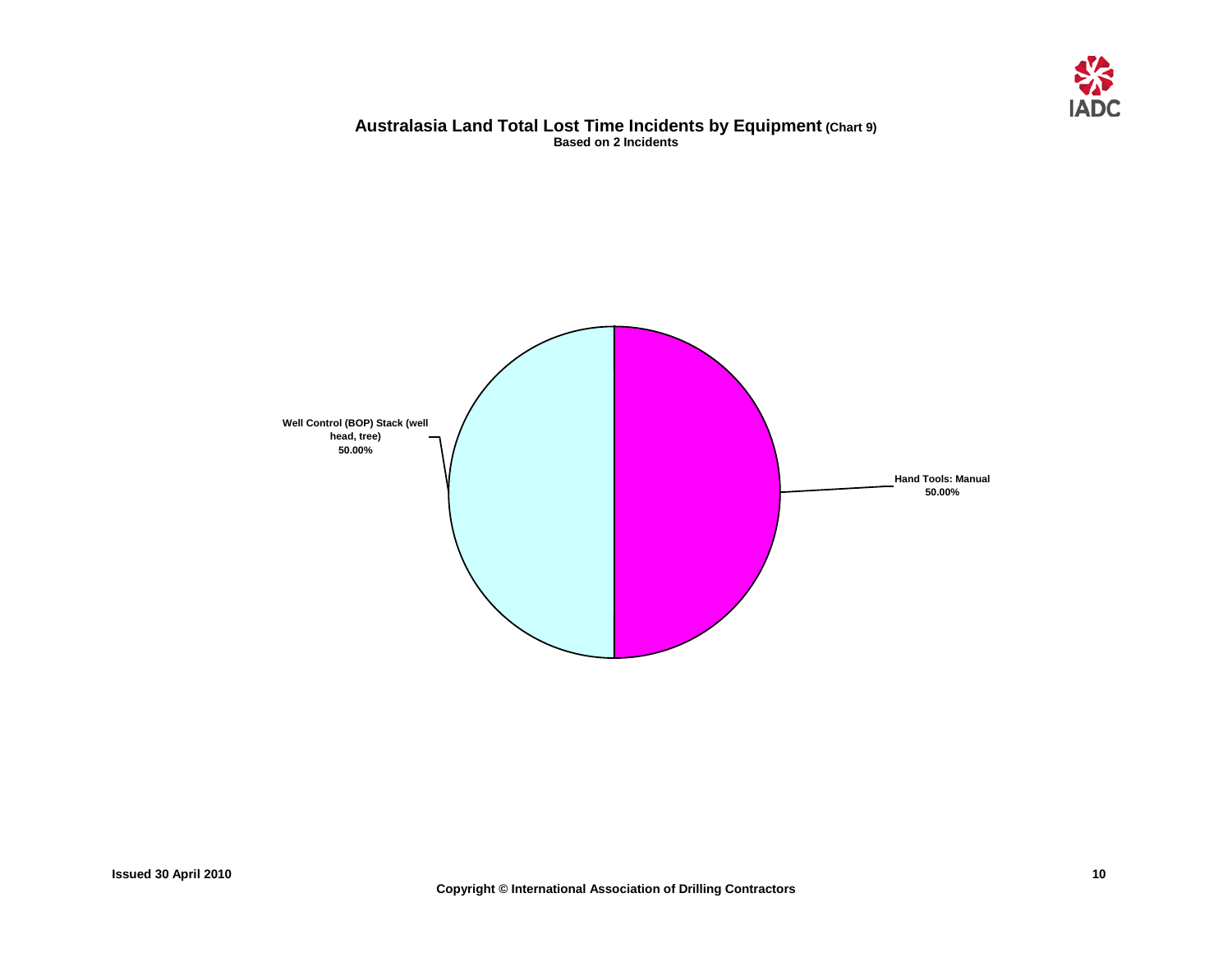## Australasia Land Total Lost Time Incidents by Equipment (Chart 9)

**Based on 2 Incidents**

Well Control (BOP) Stack (well head, tree)
50.00%

Hand Tools: Manual
50.00%

Issued 30 April 2010

Copyright © International Association of Drilling Contractors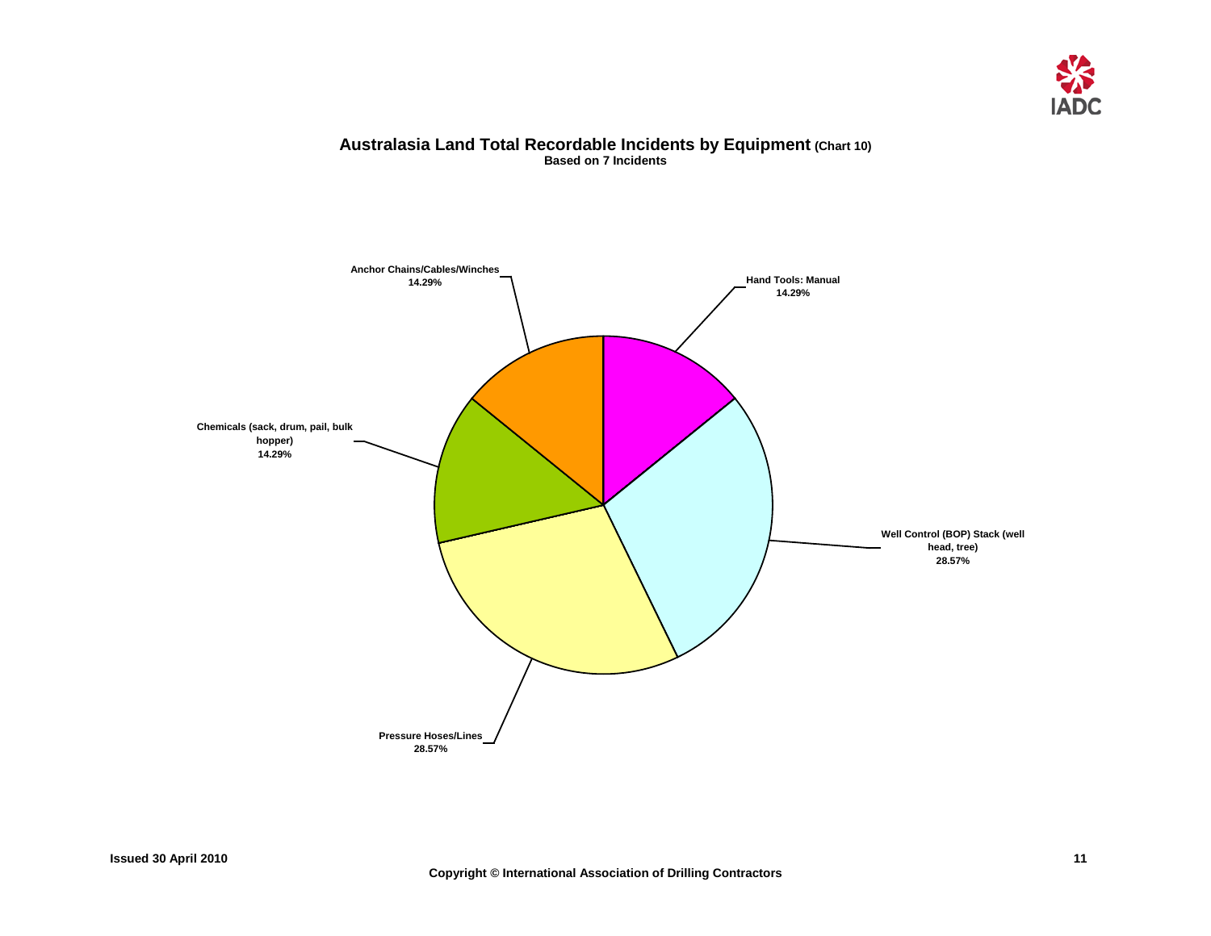## Australasia Land Total Recordable Incidents by Equipment (Chart 10)

**Based on 7 Incidents**

Anchor Chains/Cables/Winches
14.29%

Hand Tools: Manual
14.29%

Chemicals (sack, drum, pail, bulk hopper)
14.29%

Well Control (BOP) Stack (well head, tree)
28.57%

Pressure Hoses/Lines
28.57%

Issued 30 April 2010

Copyright © International Association of Drilling Contractors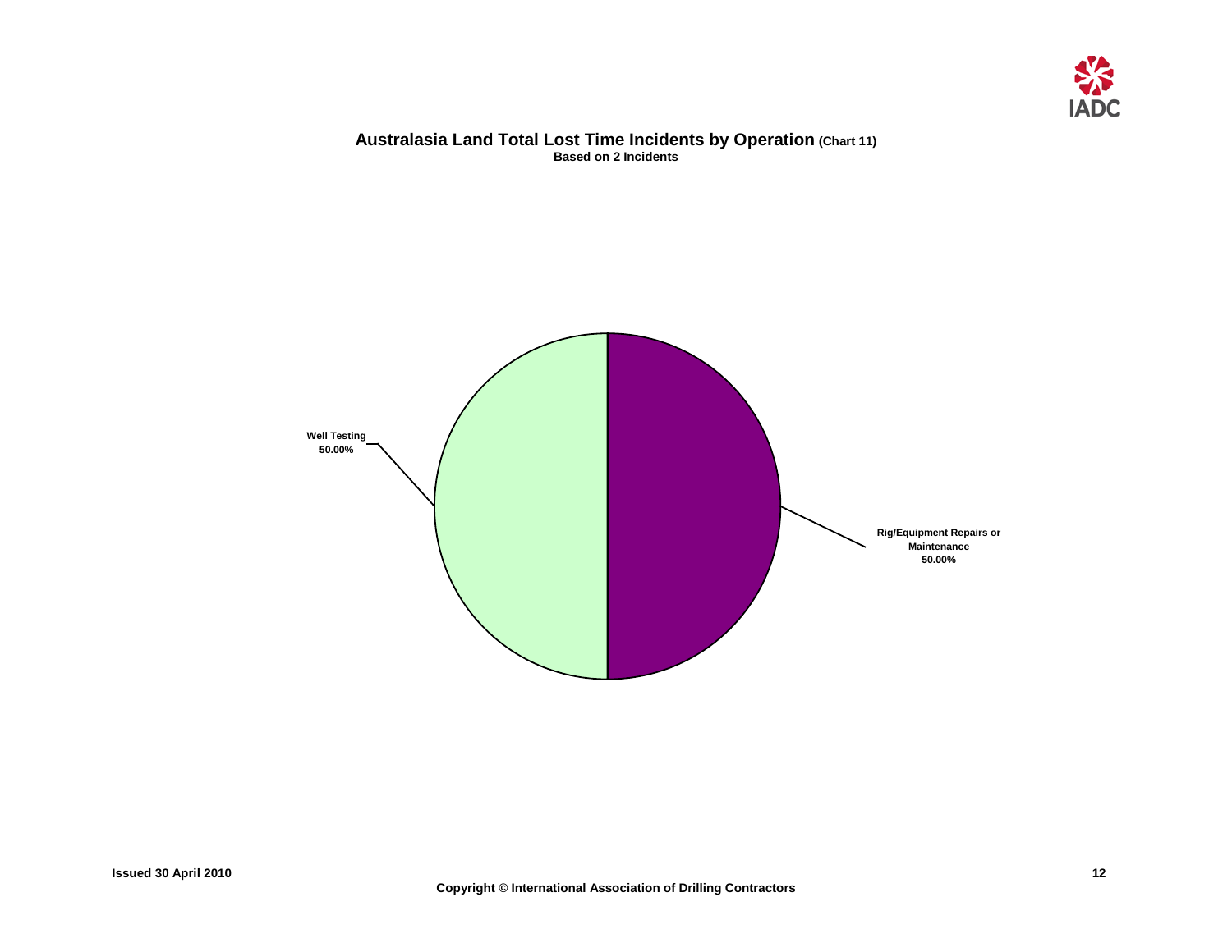# Australasia Land Total Lost Time Incidents by Operation (Chart 11)

**Based on 2 Incidents**

Well Testing
50.00%

Rig/Equipment Repairs or Maintenance
50.00%

Issued 30 April 2010

Copyright © International Association of Drilling Contractors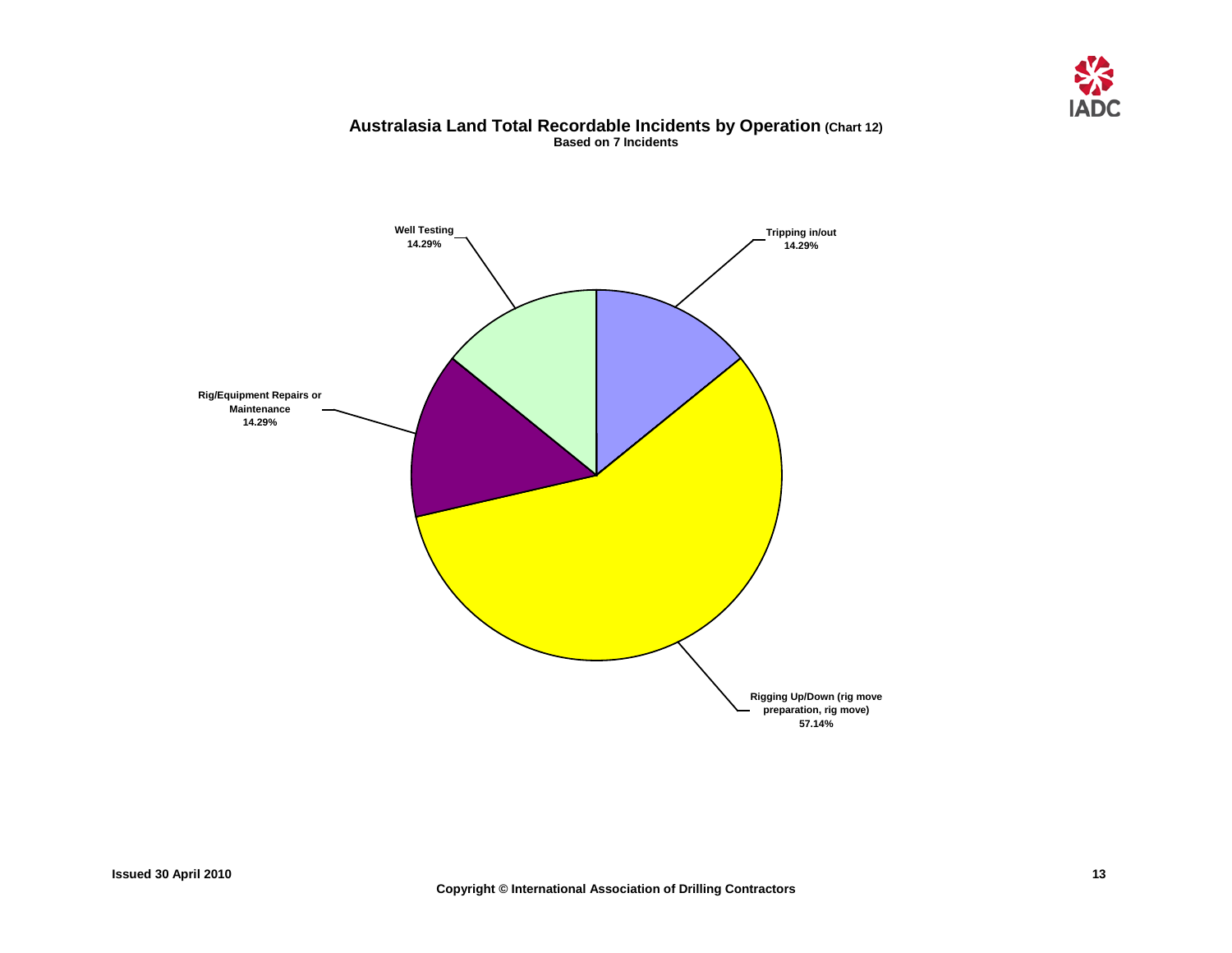## Australasia Land Total Recordable Incidents by Operation (Chart 12)

**Based on 7 Incidents**

| Operation | Percentage |
|---|---|
| Tripping in/out | 14.29% |
| Rigging Up/Down (rig move preparation, rig move) | 57.14% |
| Rig/Equipment Repairs or Maintenance | 14.29% |
| Well Testing | 14.29% |

Issued 30 April 2010

Copyright © International Association of Drilling Contractors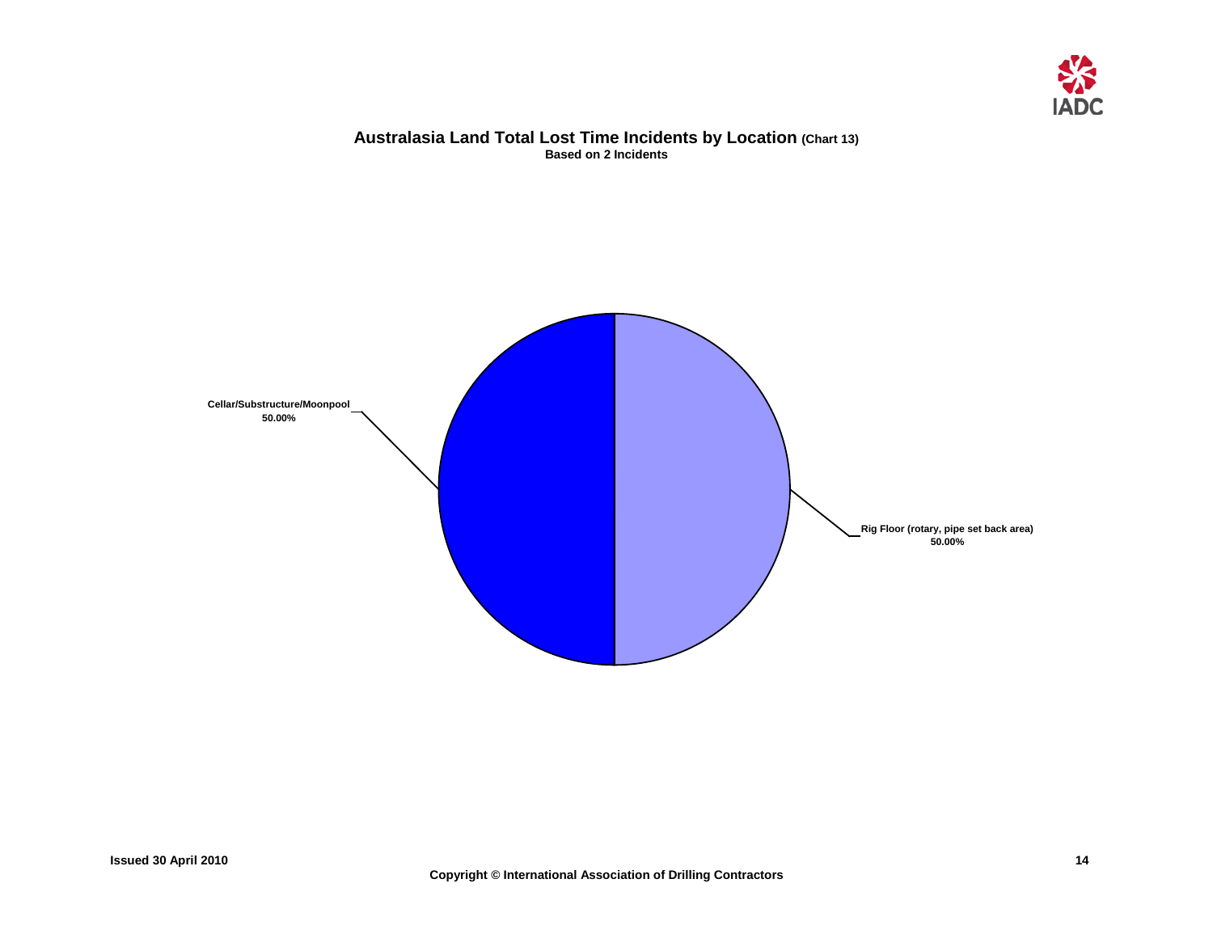# Australasia Land Total Lost Time Incidents by Location (Chart 13)

**Based on 2 Incidents**

Cellar/Substructure/Moonpool
50.00%

Rig Floor (rotary, pipe set back area)
50.00%

Issued 30 April 2010

Copyright © International Association of Drilling Contractors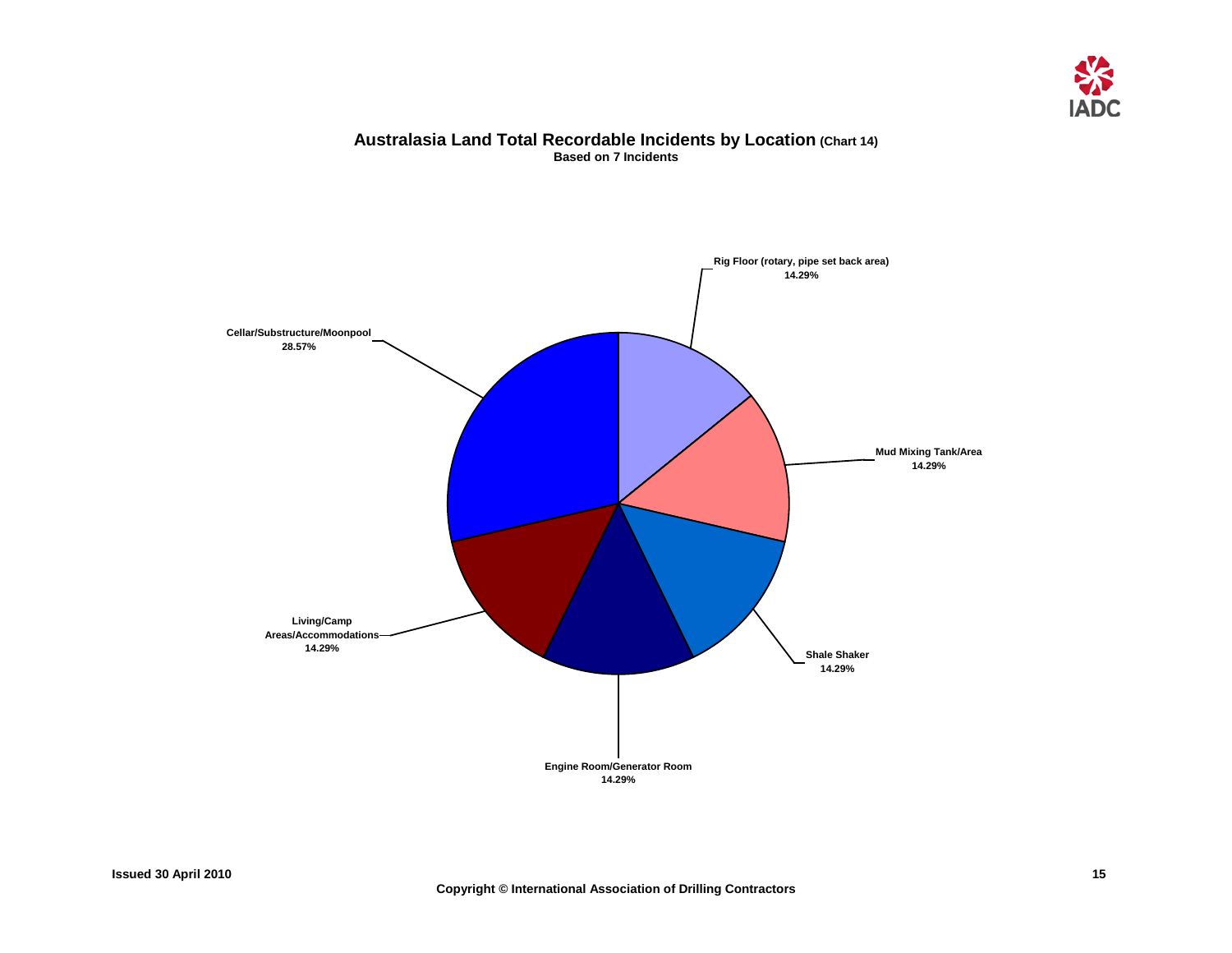## Australasia Land Total Recordable Incidents by Location (Chart 14)

**Based on 7 Incidents**

Rig Floor (rotary, pipe set back area)
14.29%

Cellar/Substructure/Moonpool
28.57%

Mud Mixing Tank/Area
14.29%

Living/Camp Areas/Accommodations
14.29%

Shale Shaker
14.29%

Engine Room/Generator Room
14.29%

Issued 30 April 2010

Copyright © International Association of Drilling Contractors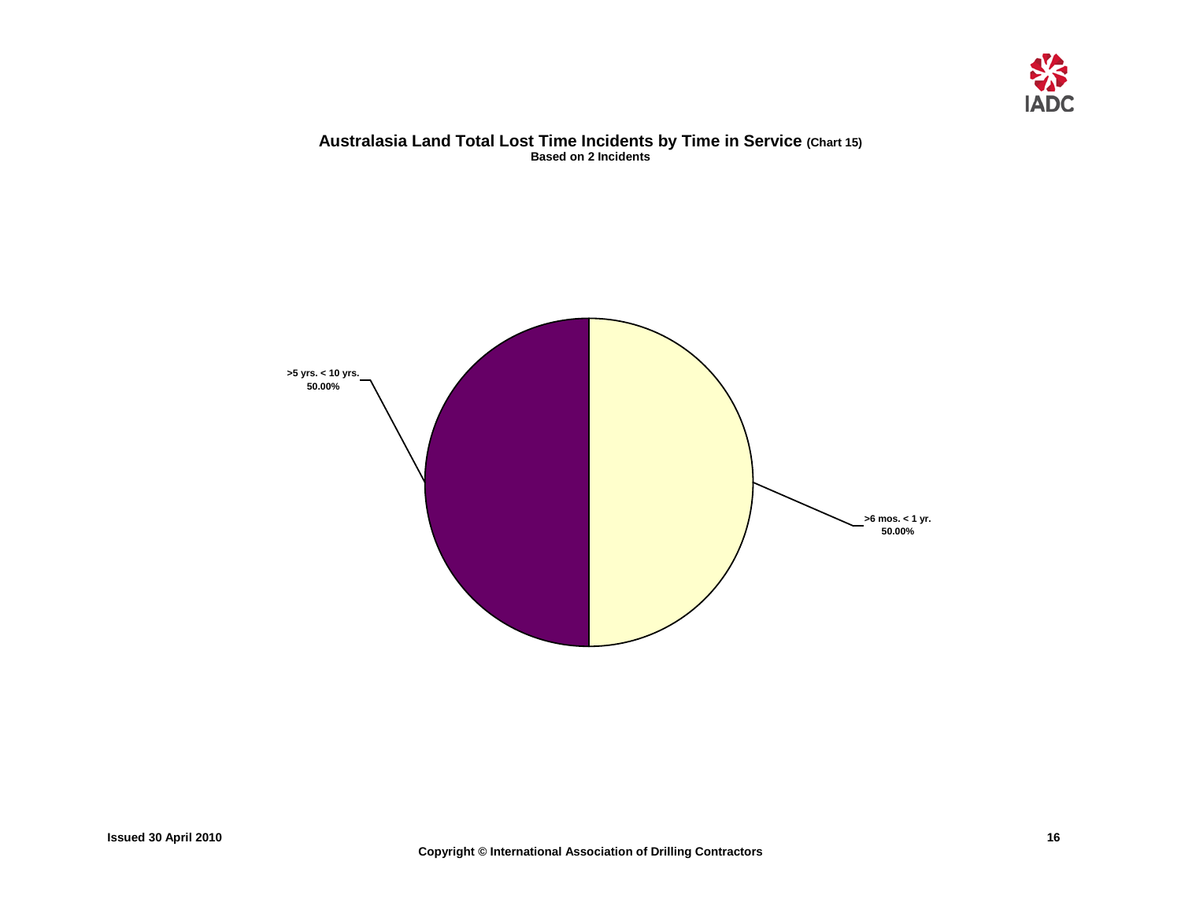## Australasia Land Total Lost Time Incidents by Time in Service (Chart 15)

**Based on 2 Incidents**

>5 yrs. < 10 yrs.
50.00%

>6 mos. < 1 yr.
50.00%

Issued 30 April 2010

**Copyright © International Association of Drilling Contractors**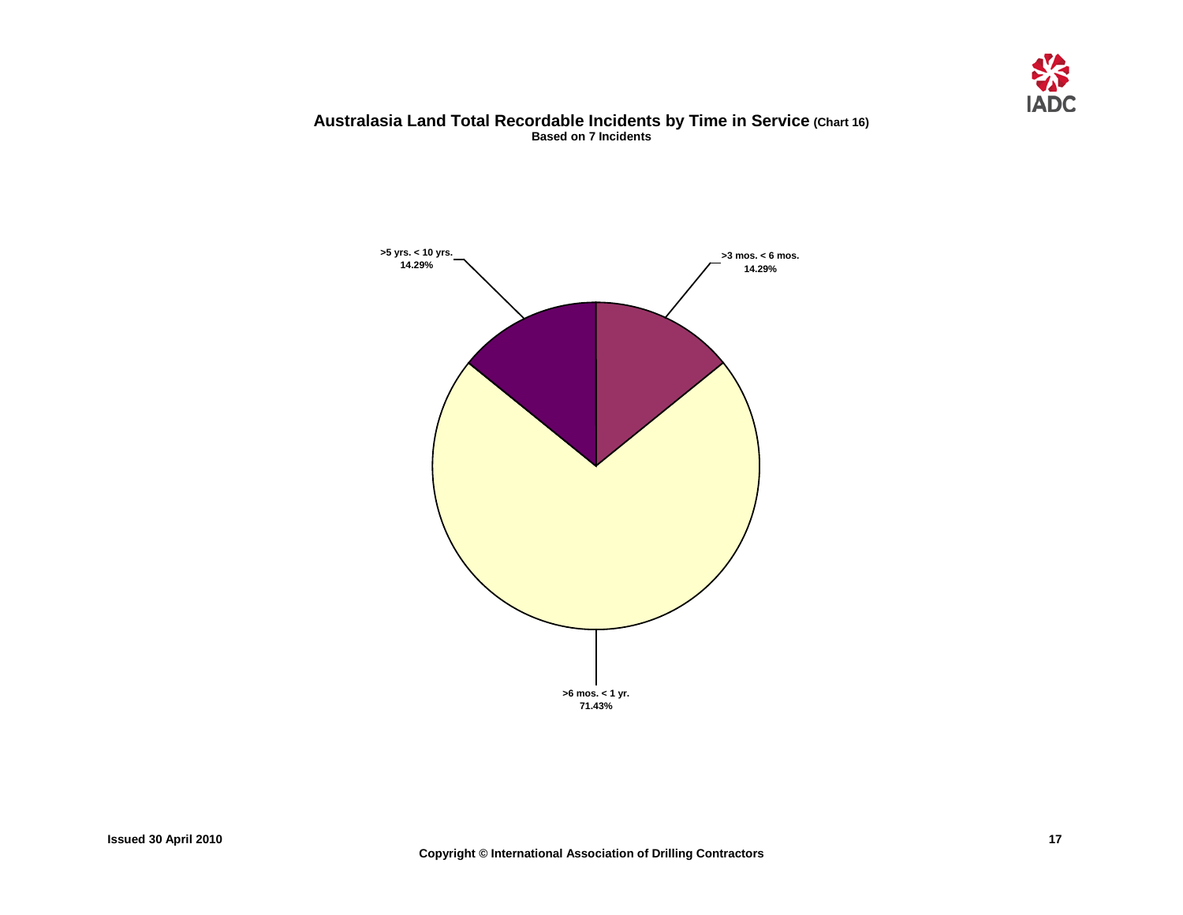# Australasia Land Total Recordable Incidents by Time in Service (Chart 16)

**Based on 7 Incidents**

**>5 yrs. < 10 yrs.**
**14.29%**

**>3 mos. < 6 mos.**
**14.29%**

**>6 mos. < 1 yr.**
**71.43%**

**Issued 30 April 2010**

**Copyright © International Association of Drilling Contractors**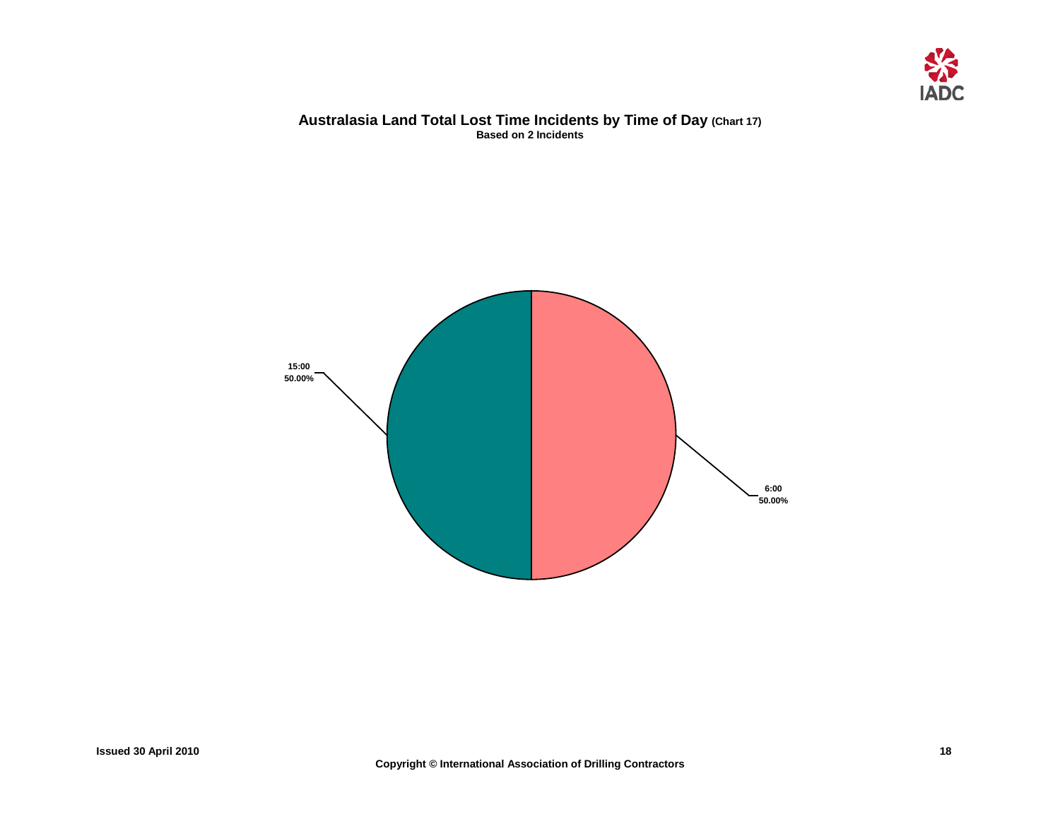## Australasia Land Total Lost Time Incidents by Time of Day (Chart 17)

**Based on 2 Incidents**

15:00
50.00%

6:00
50.00%

Issued 30 April 2010

Copyright © International Association of Drilling Contractors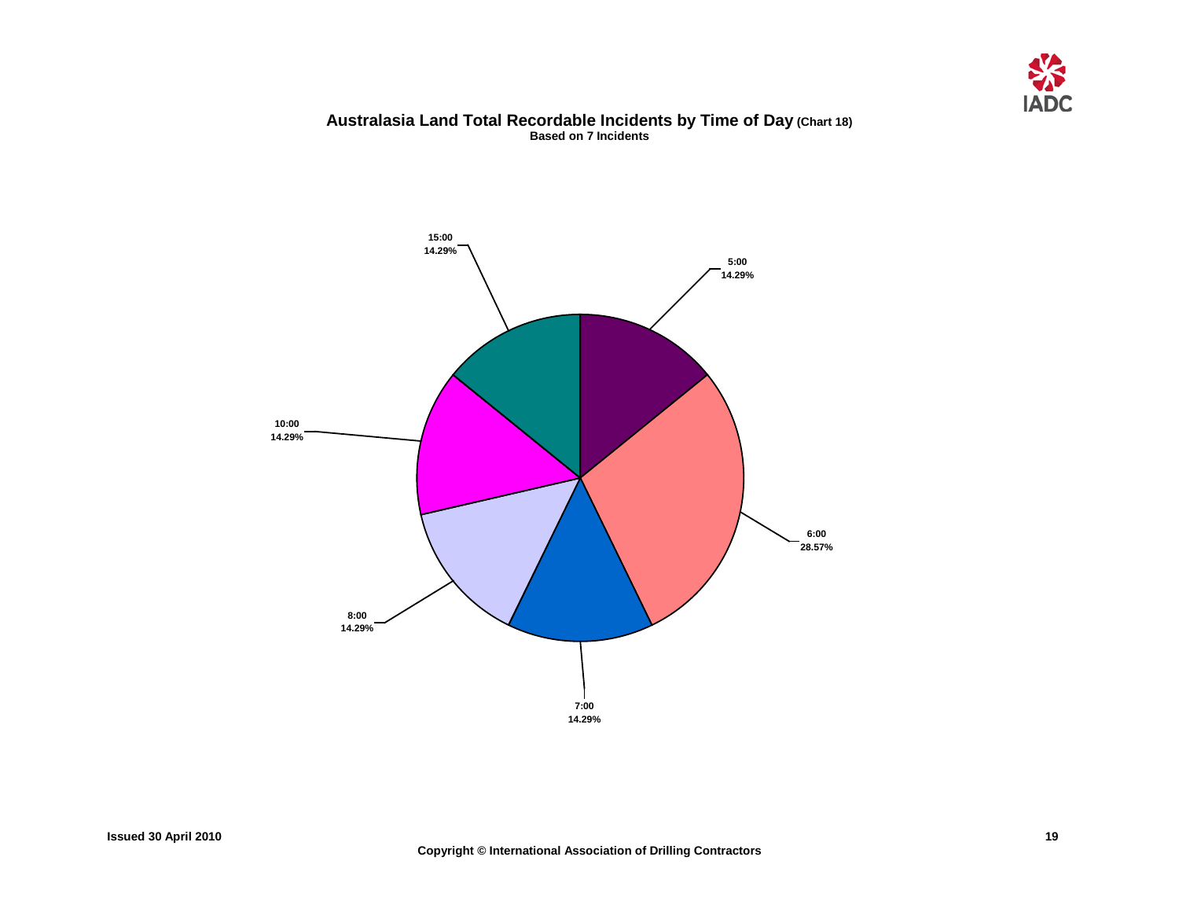# Australasia Land Total Recordable Incidents by Time of Day (Chart 18)

**Based on 7 Incidents**

| Time of Day | Percentage |
| --- | --- |
| 5:00 | 14.29% |
| 6:00 | 28.57% |
| 7:00 | 14.29% |
| 8:00 | 14.29% |
| 10:00 | 14.29% |
| 15:00 | 14.29% |

**Issued 30 April 2010**

**Copyright © International Association of Drilling Contractors**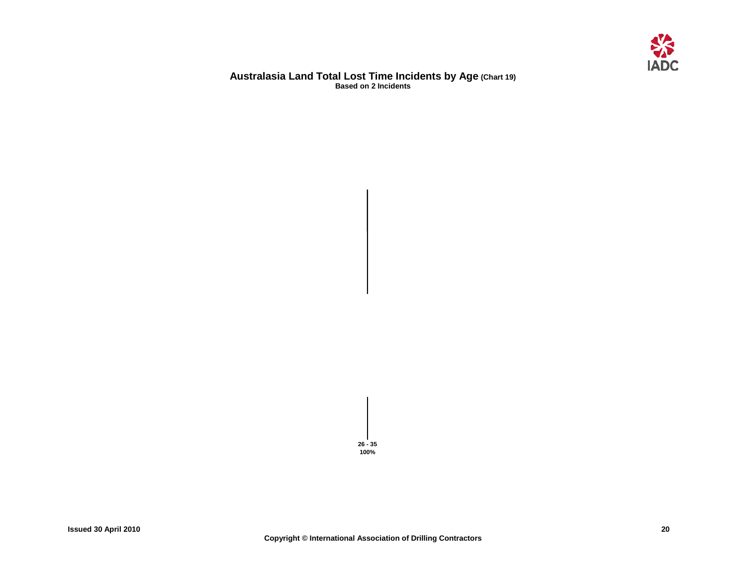## Australasia Land Total Lost Time Incidents by Age (Chart 19)

**Based on 2 Incidents**

26 - 35
100%

Issued 30 April 2010

Copyright © International Association of Drilling Contractors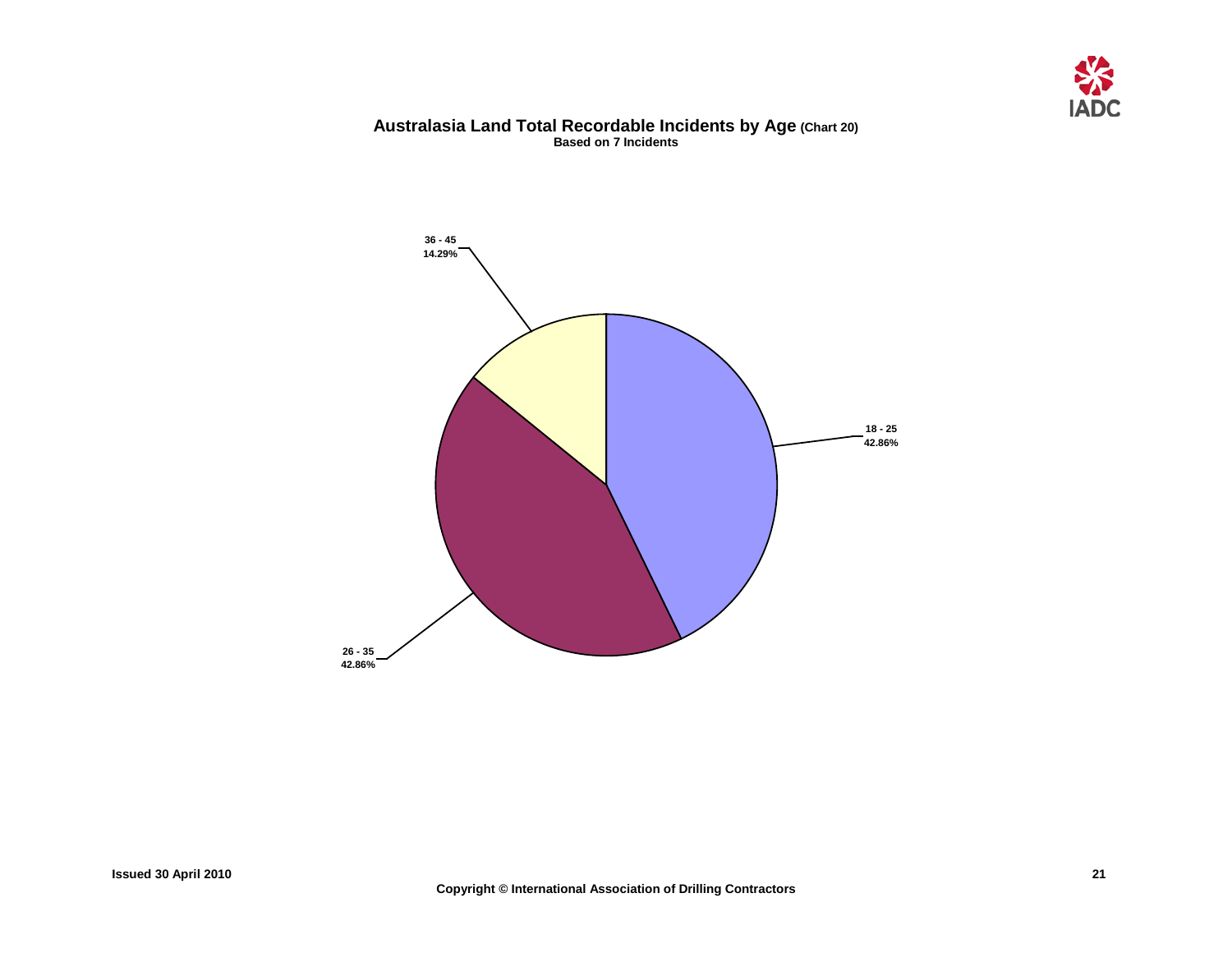# Australasia Land Total Recordable Incidents by Age (Chart 20)

**Based on 7 Incidents**

36 - 45
14.29%

18 - 25
42.86%

26 - 35
42.86%

Issued 30 April 2010

Copyright © International Association of Drilling Contractors